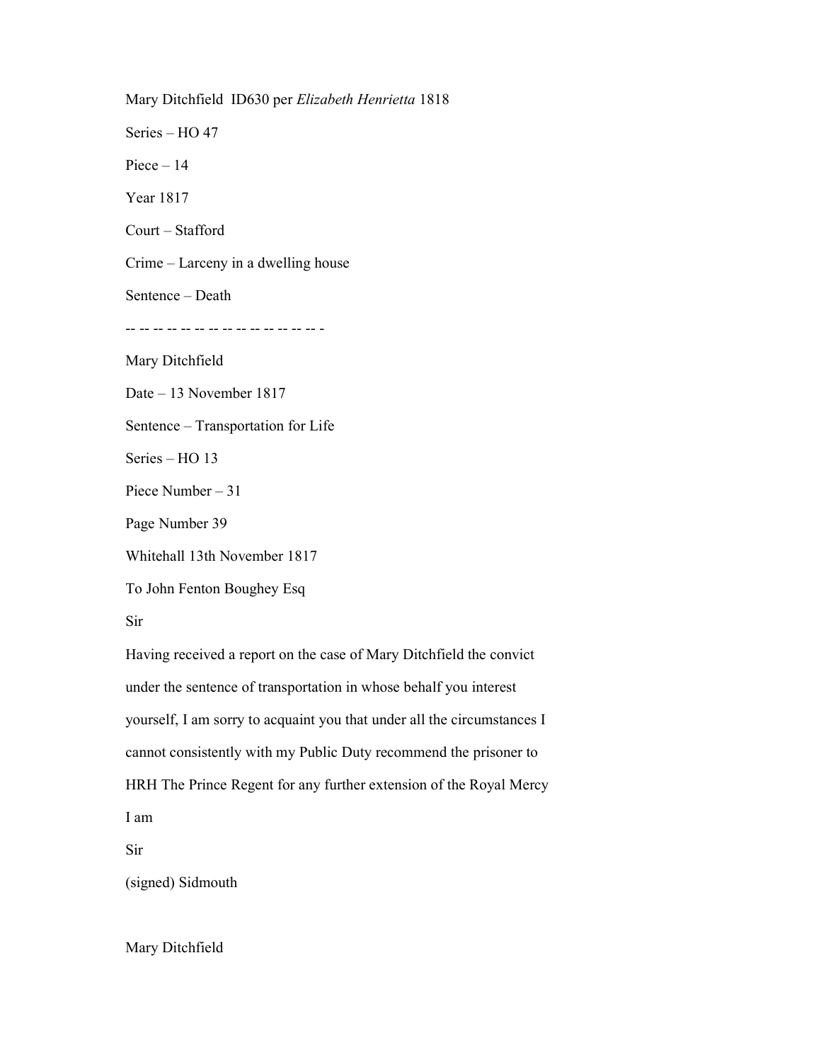Mary Ditchfield ID630 per *Elizabeth Henrietta* 1818

Series – HO 47

Piece – 14

Year 1817

Court – Stafford

Crime – Larceny in a dwelling house

Sentence – Death

-- -- -- -- -- -- -- -- -- -- -- -- -- -- -- -

Mary Ditchfield

Date – 13 November 1817

Sentence – Transportation for Life

Series – HO 13

Piece Number – 31

Page Number 39

Whitehall 13th November 1817

To John Fenton Boughey Esq

Sir

Having received a report on the case of Mary Ditchfield the convict under the sentence of transportation in whose behalf you interest yourself, I am sorry to acquaint you that under all the circumstances I cannot consistently with my Public Duty recommend the prisoner to HRH The Prince Regent for any further extension of the Royal Mercy

I am

Sir

(signed) Sidmouth

Mary Ditchfield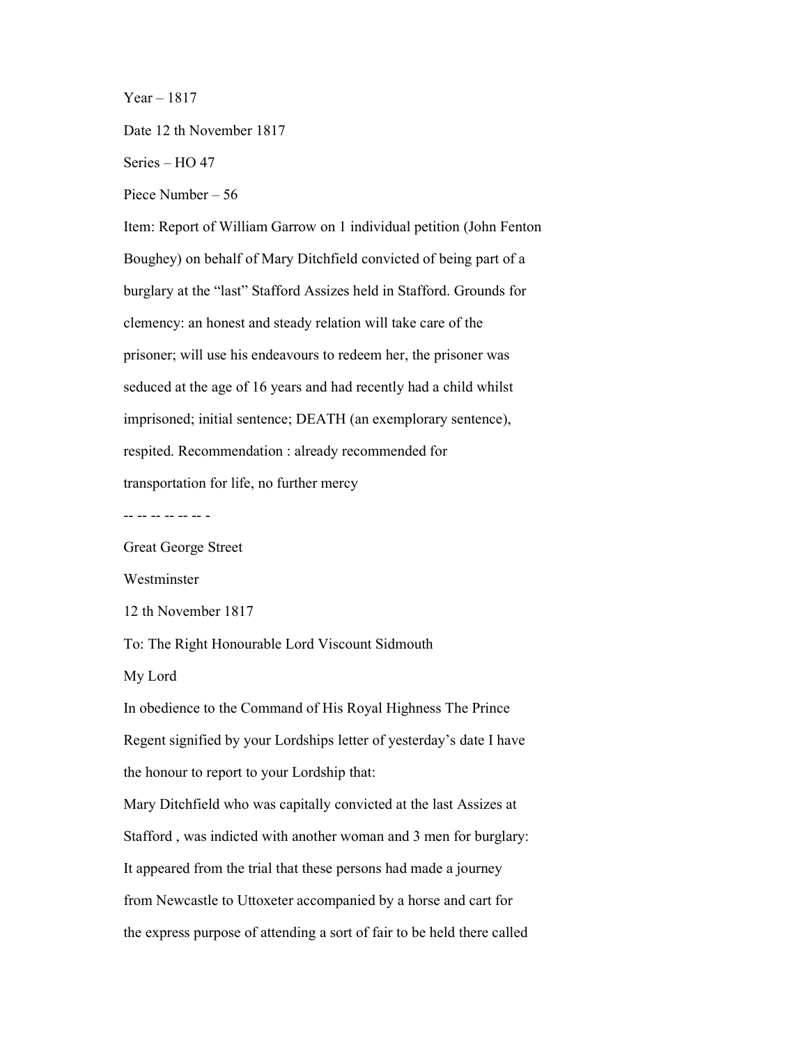Year – 1817

Date 12 th November 1817

Series – HO 47

Piece Number – 56

Item: Report of William Garrow on 1 individual petition (John Fenton Boughey) on behalf of Mary Ditchfield convicted of being part of a burglary at the "last" Stafford Assizes held in Stafford. Grounds for clemency: an honest and steady relation will take care of the prisoner; will use his endeavours to redeem her, the prisoner was seduced at the age of 16 years and had recently had a child whilst imprisoned; initial sentence; DEATH (an exemplorary sentence), respited. Recommendation : already recommended for transportation for life, no further mercy

-- -- -- -- -- -- -

Great George Street

Westminster

12 th November 1817

To: The Right Honourable Lord Viscount Sidmouth

My Lord

In obedience to the Command of His Royal Highness The Prince Regent signified by your Lordships letter of yesterday's date I have the honour to report to your Lordship that:

Mary Ditchfield who was capitally convicted at the last Assizes at Stafford , was indicted with another woman and 3 men for burglary: It appeared from the trial that these persons had made a journey from Newcastle to Uttoxeter accompanied by a horse and cart for the express purpose of attending a sort of fair to be held there called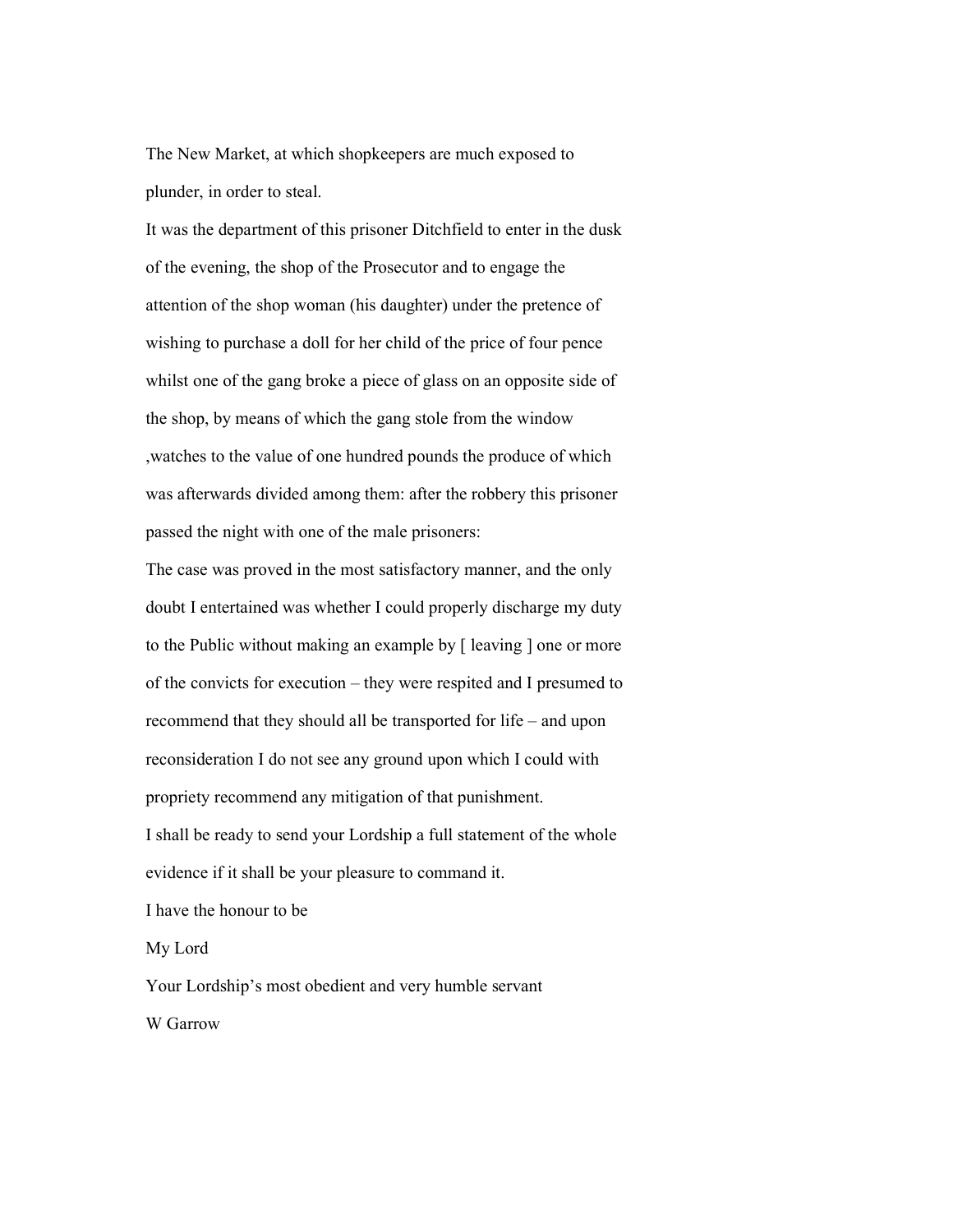The New Market, at which shopkeepers are much exposed to plunder, in order to steal.

It was the department of this prisoner Ditchfield to enter in the dusk of the evening, the shop of the Prosecutor and to engage the attention of the shop woman (his daughter) under the pretence of wishing to purchase a doll for her child of the price of four pence whilst one of the gang broke a piece of glass on an opposite side of the shop, by means of which the gang stole from the window ,watches to the value of one hundred pounds the produce of which was afterwards divided among them: after the robbery this prisoner passed the night with one of the male prisoners:

The case was proved in the most satisfactory manner, and the only doubt I entertained was whether I could properly discharge my duty to the Public without making an example by [ leaving ] one or more of the convicts for execution – they were respited and I presumed to recommend that they should all be transported for life – and upon reconsideration I do not see any ground upon which I could with propriety recommend any mitigation of that punishment.

I shall be ready to send your Lordship a full statement of the whole evidence if it shall be your pleasure to command it.

I have the honour to be

My Lord

Your Lordship's most obedient and very humble servant

W Garrow